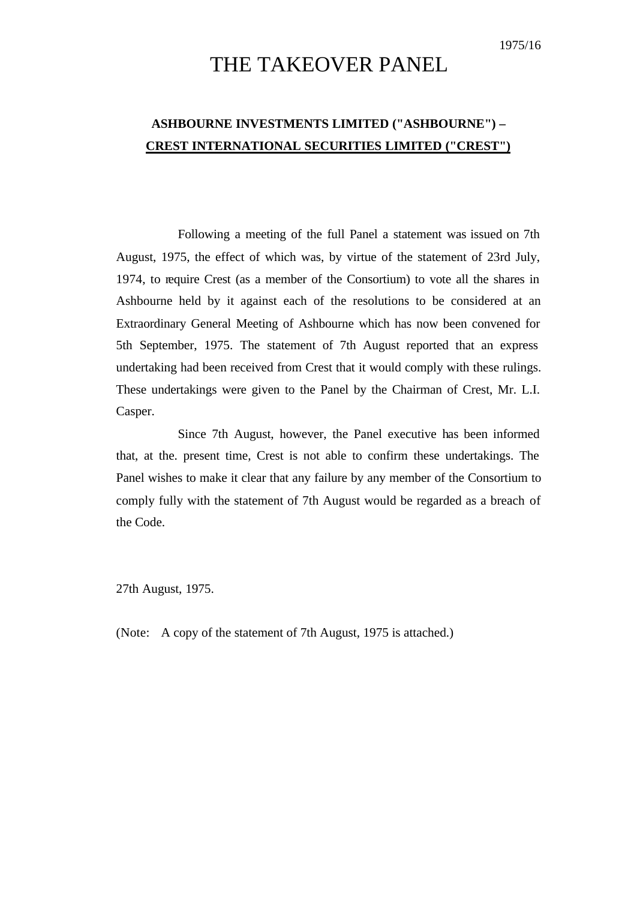1975/16

# THE TAKEOVER PANEL

## ASHBOURNE INVESTMENTS LIMITED ("ASHBOURNE") – CREST INTERNATIONAL SECURITIES LIMITED ("CREST")

Following a meeting of the full Panel a statement was issued on 7th August, 1975, the effect of which was, by virtue of the statement of 23rd July, 1974, to require Crest (as a member of the Consortium) to vote all the shares in Ashbourne held by it against each of the resolutions to be considered at an Extraordinary General Meeting of Ashbourne which has now been convened for 5th September, 1975. The statement of 7th August reported that an express undertaking had been received from Crest that it would comply with these rulings. These undertakings were given to the Panel by the Chairman of Crest, Mr. L.I. Casper.

Since 7th August, however, the Panel executive has been informed that, at the. present time, Crest is not able to confirm these undertakings. The Panel wishes to make it clear that any failure by any member of the Consortium to comply fully with the statement of 7th August would be regarded as a breach of the Code.

27th August, 1975.

(Note: A copy of the statement of 7th August, 1975 is attached.)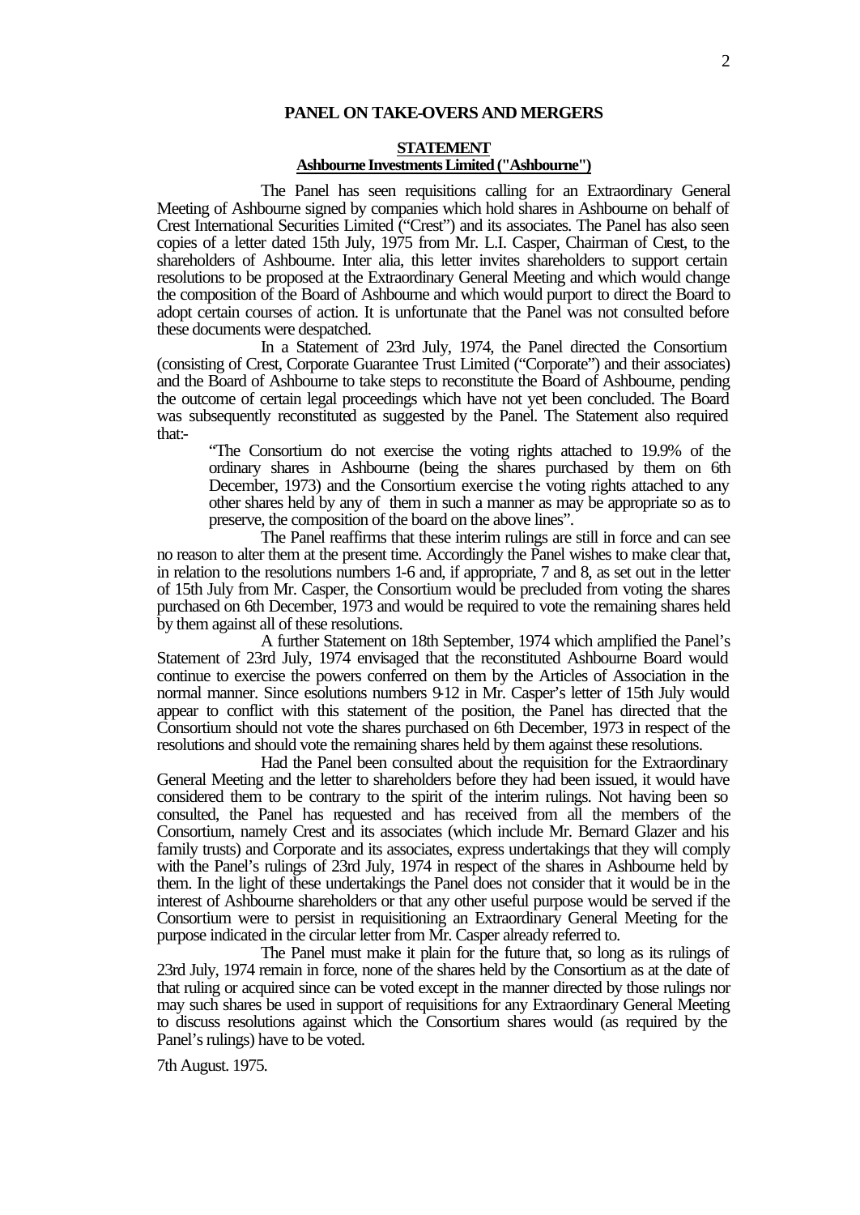**PANEL ON TAKE-OVERS AND MERGERS**

**STATEMENT**
**Ashbourne Investments Limited ("Ashbourne")**

The Panel has seen requisitions calling for an Extraordinary General Meeting of Ashbourne signed by companies which hold shares in Ashbourne on behalf of Crest International Securities Limited ("Crest") and its associates. The Panel has also seen copies of a letter dated 15th July, 1975 from Mr. L.I. Casper, Chairman of Crest, to the shareholders of Ashbourne. Inter alia, this letter invites shareholders to support certain resolutions to be proposed at the Extraordinary General Meeting and which would change the composition of the Board of Ashbourne and which would purport to direct the Board to adopt certain courses of action. It is unfortunate that the Panel was not consulted before these documents were despatched.

In a Statement of 23rd July, 1974, the Panel directed the Consortium (consisting of Crest, Corporate Guarantee Trust Limited ("Corporate") and their associates) and the Board of Ashbourne to take steps to reconstitute the Board of Ashbourne, pending the outcome of certain legal proceedings which have not yet been concluded. The Board was subsequently reconstituted as suggested by the Panel. The Statement also required that:-

> "The Consortium do not exercise the voting rights attached to 19.9% of the ordinary shares in Ashbourne (being the shares purchased by them on 6th December, 1973) and the Consortium exercise the voting rights attached to any other shares held by any of them in such a manner as may be appropriate so as to preserve, the composition of the board on the above lines".

The Panel reaffirms that these interim rulings are still in force and can see no reason to alter them at the present time. Accordingly the Panel wishes to make clear that, in relation to the resolutions numbers 1-6 and, if appropriate, 7 and 8, as set out in the letter of 15th July from Mr. Casper, the Consortium would be precluded from voting the shares purchased on 6th December, 1973 and would be required to vote the remaining shares held by them against all of these resolutions.

A further Statement on 18th September, 1974 which amplified the Panel's Statement of 23rd July, 1974 envisaged that the reconstituted Ashbourne Board would continue to exercise the powers conferred on them by the Articles of Association in the normal manner. Since esolutions numbers 9-12 in Mr. Casper's letter of 15th July would appear to conflict with this statement of the position, the Panel has directed that the Consortium should not vote the shares purchased on 6th December, 1973 in respect of the resolutions and should vote the remaining shares held by them against these resolutions.

Had the Panel been consulted about the requisition for the Extraordinary General Meeting and the letter to shareholders before they had been issued, it would have considered them to be contrary to the spirit of the interim rulings. Not having been so consulted, the Panel has requested and has received from all the members of the Consortium, namely Crest and its associates (which include Mr. Bernard Glazer and his family trusts) and Corporate and its associates, express undertakings that they will comply with the Panel's rulings of 23rd July, 1974 in respect of the shares in Ashbourne held by them. In the light of these undertakings the Panel does not consider that it would be in the interest of Ashbourne shareholders or that any other useful purpose would be served if the Consortium were to persist in requisitioning an Extraordinary General Meeting for the purpose indicated in the circular letter from Mr. Casper already referred to.

The Panel must make it plain for the future that, so long as its rulings of 23rd July, 1974 remain in force, none of the shares held by the Consortium as at the date of that ruling or acquired since can be voted except in the manner directed by those rulings nor may such shares be used in support of requisitions for any Extraordinary General Meeting to discuss resolutions against which the Consortium shares would (as required by the Panel's rulings) have to be voted.

7th August. 1975.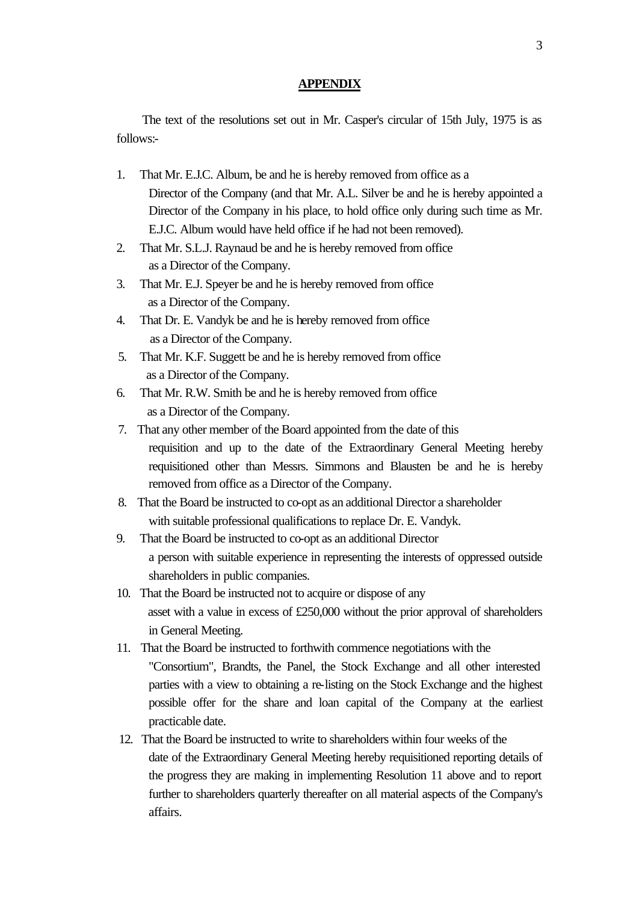## APPENDIX

The text of the resolutions set out in Mr. Casper's circular of 15th July, 1975 is as follows:-

1. That Mr. E.J.C. Album, be and he is hereby removed from office as a Director of the Company (and that Mr. A.L. Silver be and he is hereby appointed a Director of the Company in his place, to hold office only during such time as Mr. E.J.C. Album would have held office if he had not been removed).
2. That Mr. S.L.J. Raynaud be and he is hereby removed from office as a Director of the Company.
3. That Mr. E.J. Speyer be and he is hereby removed from office as a Director of the Company.
4. That Dr. E. Vandyk be and he is hereby removed from office as a Director of the Company.
5. That Mr. K.F. Suggett be and he is hereby removed from office as a Director of the Company.
6. That Mr. R.W. Smith be and he is hereby removed from office as a Director of the Company.
7. That any other member of the Board appointed from the date of this requisition and up to the date of the Extraordinary General Meeting hereby requisitioned other than Messrs. Simmons and Blausten be and he is hereby removed from office as a Director of the Company.
8. That the Board be instructed to co-opt as an additional Director a shareholder with suitable professional qualifications to replace Dr. E. Vandyk.
9. That the Board be instructed to co-opt as an additional Director a person with suitable experience in representing the interests of oppressed outside shareholders in public companies.
10. That the Board be instructed not to acquire or dispose of any asset with a value in excess of £250,000 without the prior approval of shareholders in General Meeting.
11. That the Board be instructed to forthwith commence negotiations with the "Consortium", Brandts, the Panel, the Stock Exchange and all other interested parties with a view to obtaining a re-listing on the Stock Exchange and the highest possible offer for the share and loan capital of the Company at the earliest practicable date.
12. That the Board be instructed to write to shareholders within four weeks of the date of the Extraordinary General Meeting hereby requisitioned reporting details of the progress they are making in implementing Resolution 11 above and to report further to shareholders quarterly thereafter on all material aspects of the Company's affairs.